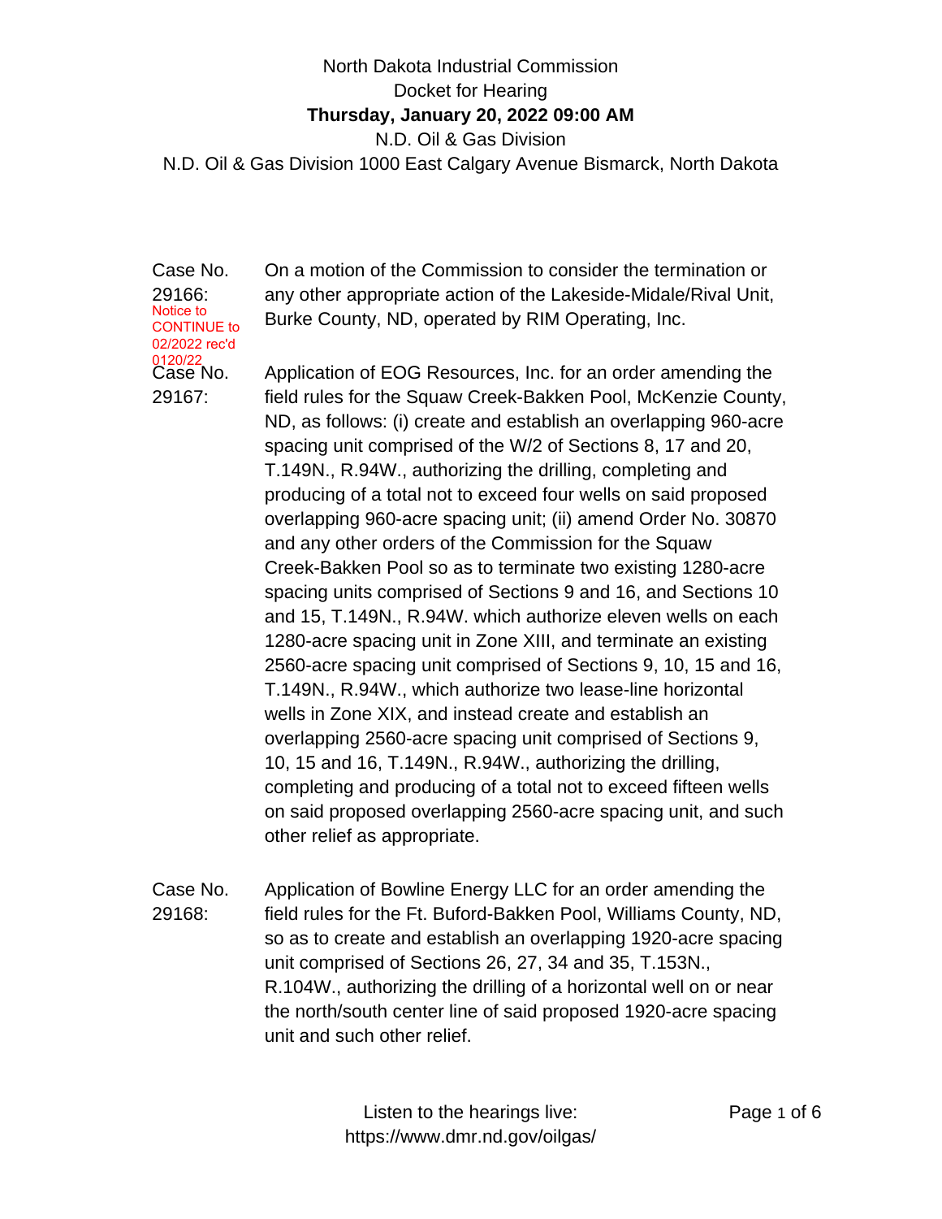North Dakota Industrial Commission

Docket for Hearing

**Thursday, January 20, 2022 09:00 AM**

N.D. Oil & Gas Division

N.D. Oil & Gas Division 1000 East Calgary Avenue Bismarck, North Dakota

Case No. 29166: On a motion of the Commission to consider the termination or any other appropriate action of the Lakeside-Midale/Rival Unit, Burke County, ND, operated by RIM Operating, Inc.

Notice to CONTINUE to 02/2022 rec'd 0120/22

Case No. 29167: Application of EOG Resources, Inc. for an order amending the field rules for the Squaw Creek-Bakken Pool, McKenzie County, ND, as follows: (i) create and establish an overlapping 960-acre spacing unit comprised of the W/2 of Sections 8, 17 and 20, T.149N., R.94W., authorizing the drilling, completing and producing of a total not to exceed four wells on said proposed overlapping 960-acre spacing unit; (ii) amend Order No. 30870 and any other orders of the Commission for the Squaw Creek-Bakken Pool so as to terminate two existing 1280-acre spacing units comprised of Sections 9 and 16, and Sections 10 and 15, T.149N., R.94W. which authorize eleven wells on each 1280-acre spacing unit in Zone XIII, and terminate an existing 2560-acre spacing unit comprised of Sections 9, 10, 15 and 16, T.149N., R.94W., which authorize two lease-line horizontal wells in Zone XIX, and instead create and establish an overlapping 2560-acre spacing unit comprised of Sections 9, 10, 15 and 16, T.149N., R.94W., authorizing the drilling, completing and producing of a total not to exceed fifteen wells on said proposed overlapping 2560-acre spacing unit, and such other relief as appropriate.

Case No. 29168: Application of Bowline Energy LLC for an order amending the field rules for the Ft. Buford-Bakken Pool, Williams County, ND, so as to create and establish an overlapping 1920-acre spacing unit comprised of Sections 26, 27, 34 and 35, T.153N., R.104W., authorizing the drilling of a horizontal well on or near the north/south center line of said proposed 1920-acre spacing unit and such other relief.

Listen to the hearings live: https://www.dmr.nd.gov/oilgas/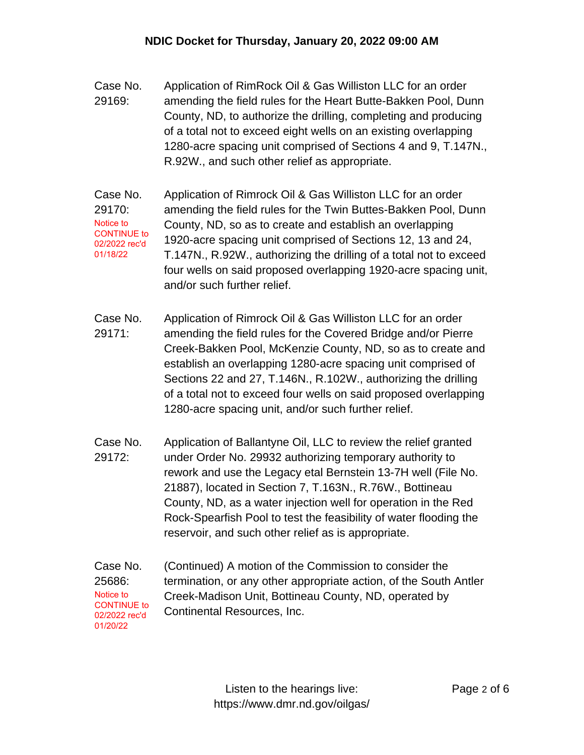**NDIC Docket for Thursday, January 20, 2022 09:00 AM**

Case No. 29169: Application of RimRock Oil & Gas Williston LLC for an order amending the field rules for the Heart Butte-Bakken Pool, Dunn County, ND, to authorize the drilling, completing and producing of a total not to exceed eight wells on an existing overlapping 1280-acre spacing unit comprised of Sections 4 and 9, T.147N., R.92W., and such other relief as appropriate.

Case No. 29170: Notice to CONTINUE to 02/2022 rec'd 01/18/22

Application of Rimrock Oil & Gas Williston LLC for an order amending the field rules for the Twin Buttes-Bakken Pool, Dunn County, ND, so as to create and establish an overlapping 1920-acre spacing unit comprised of Sections 12, 13 and 24, T.147N., R.92W., authorizing the drilling of a total not to exceed four wells on said proposed overlapping 1920-acre spacing unit, and/or such further relief.

Case No. 29171: Application of Rimrock Oil & Gas Williston LLC for an order amending the field rules for the Covered Bridge and/or Pierre Creek-Bakken Pool, McKenzie County, ND, so as to create and establish an overlapping 1280-acre spacing unit comprised of Sections 22 and 27, T.146N., R.102W., authorizing the drilling of a total not to exceed four wells on said proposed overlapping 1280-acre spacing unit, and/or such further relief.

Case No. 29172: Application of Ballantyne Oil, LLC to review the relief granted under Order No. 29932 authorizing temporary authority to rework and use the Legacy etal Bernstein 13-7H well (File No. 21887), located in Section 7, T.163N., R.76W., Bottineau County, ND, as a water injection well for operation in the Red Rock-Spearfish Pool to test the feasibility of water flooding the reservoir, and such other relief as is appropriate.

Case No. 25686: Notice to CONTINUE to 02/2022 rec'd 01/20/22

(Continued) A motion of the Commission to consider the termination, or any other appropriate action, of the South Antler Creek-Madison Unit, Bottineau County, ND, operated by Continental Resources, Inc.

Listen to the hearings live: https://www.dmr.nd.gov/oilgas/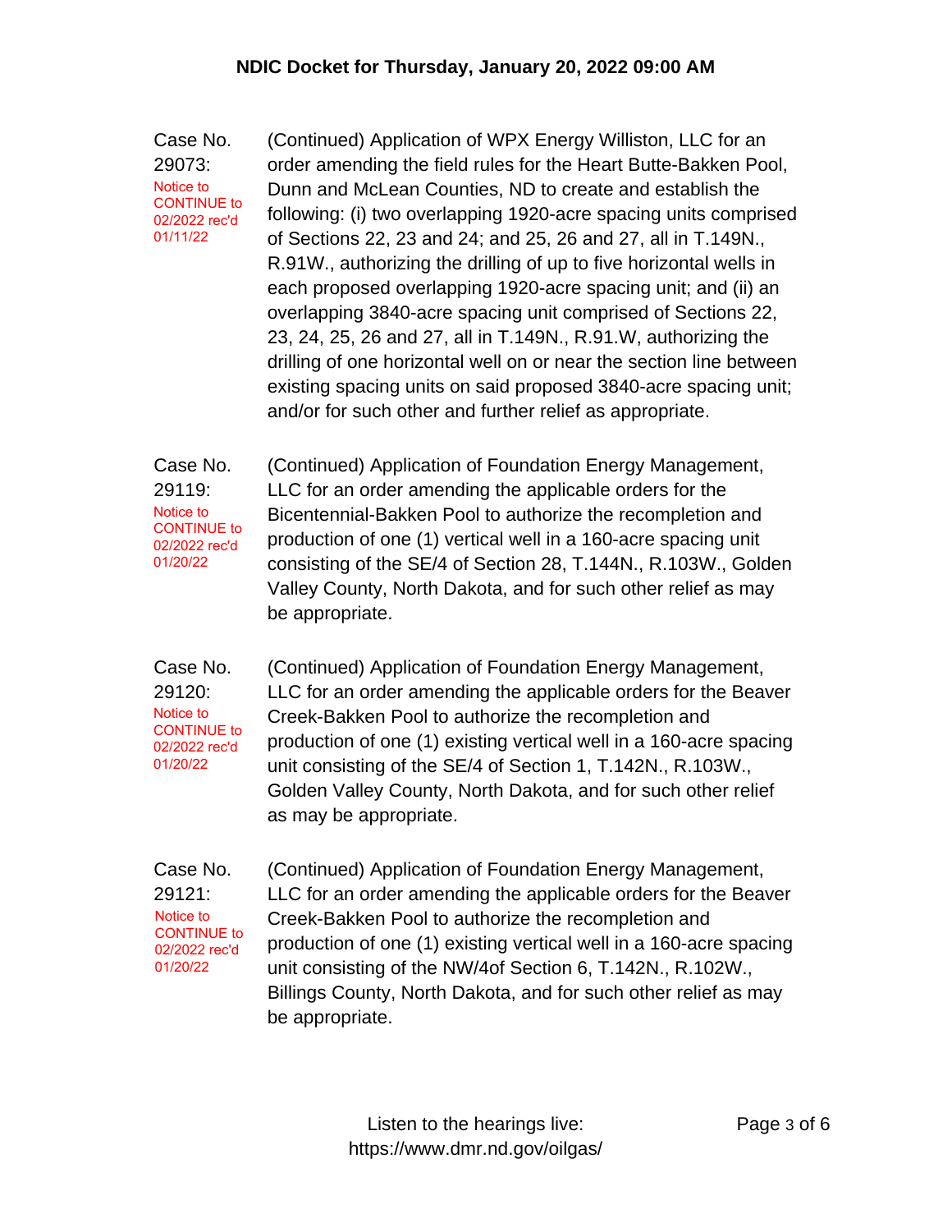# NDIC Docket for Thursday, January 20, 2022 09:00 AM

**Case No. 29073:**
Notice to CONTINUE to 02/2022 rec'd 01/11/22

(Continued) Application of WPX Energy Williston, LLC for an order amending the field rules for the Heart Butte-Bakken Pool, Dunn and McLean Counties, ND to create and establish the following: (i) two overlapping 1920-acre spacing units comprised of Sections 22, 23 and 24; and 25, 26 and 27, all in T.149N., R.91W., authorizing the drilling of up to five horizontal wells in each proposed overlapping 1920-acre spacing unit; and (ii) an overlapping 3840-acre spacing unit comprised of Sections 22, 23, 24, 25, 26 and 27, all in T.149N., R.91.W, authorizing the drilling of one horizontal well on or near the section line between existing spacing units on said proposed 3840-acre spacing unit; and/or for such other and further relief as appropriate.

**Case No. 29119:**
Notice to CONTINUE to 02/2022 rec'd 01/20/22

(Continued) Application of Foundation Energy Management, LLC for an order amending the applicable orders for the Bicentennial-Bakken Pool to authorize the recompletion and production of one (1) vertical well in a 160-acre spacing unit consisting of the SE/4 of Section 28, T.144N., R.103W., Golden Valley County, North Dakota, and for such other relief as may be appropriate.

**Case No. 29120:**
Notice to CONTINUE to 02/2022 rec'd 01/20/22

(Continued) Application of Foundation Energy Management, LLC for an order amending the applicable orders for the Beaver Creek-Bakken Pool to authorize the recompletion and production of one (1) existing vertical well in a 160-acre spacing unit consisting of the SE/4 of Section 1, T.142N., R.103W., Golden Valley County, North Dakota, and for such other relief as may be appropriate.

**Case No. 29121:**
Notice to CONTINUE to 02/2022 rec'd 01/20/22

(Continued) Application of Foundation Energy Management, LLC for an order amending the applicable orders for the Beaver Creek-Bakken Pool to authorize the recompletion and production of one (1) existing vertical well in a 160-acre spacing unit consisting of the NW/4of Section 6, T.142N., R.102W., Billings County, North Dakota, and for such other relief as may be appropriate.

Listen to the hearings live:
https://www.dmr.nd.gov/oilgas/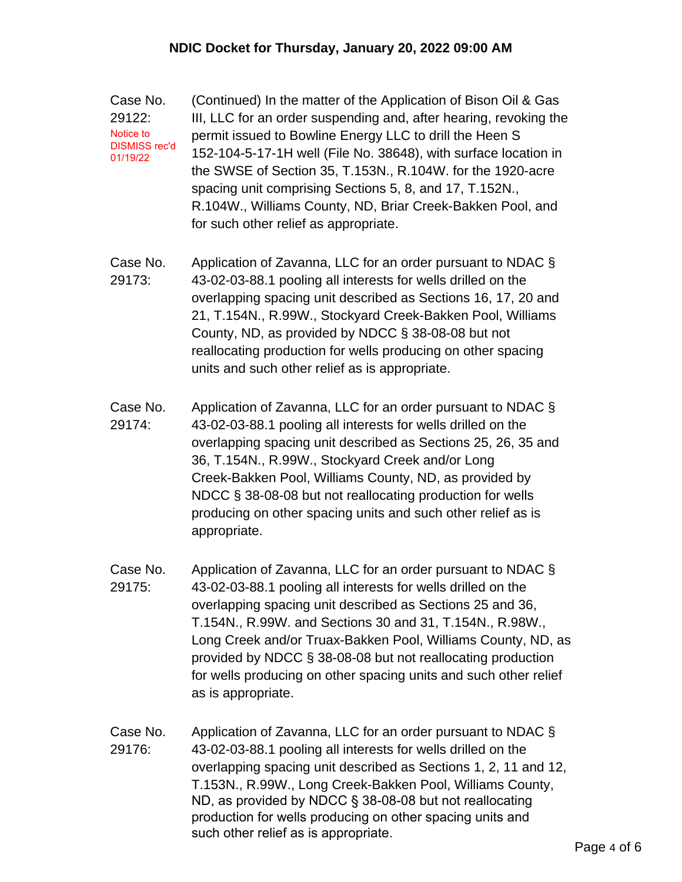Case No. 29122: Notice to DISMISS rec'd 01/19/22

(Continued) In the matter of the Application of Bison Oil & Gas III, LLC for an order suspending and, after hearing, revoking the permit issued to Bowline Energy LLC to drill the Heen S 152-104-5-17-1H well (File No. 38648), with surface location in the SWSE of Section 35, T.153N., R.104W. for the 1920-acre spacing unit comprising Sections 5, 8, and 17, T.152N., R.104W., Williams County, ND, Briar Creek-Bakken Pool, and for such other relief as appropriate.

Case No. 29173:

Application of Zavanna, LLC for an order pursuant to NDAC § 43-02-03-88.1 pooling all interests for wells drilled on the overlapping spacing unit described as Sections 16, 17, 20 and 21, T.154N., R.99W., Stockyard Creek-Bakken Pool, Williams County, ND, as provided by NDCC § 38-08-08 but not reallocating production for wells producing on other spacing units and such other relief as is appropriate.

Case No. 29174:

Application of Zavanna, LLC for an order pursuant to NDAC § 43-02-03-88.1 pooling all interests for wells drilled on the overlapping spacing unit described as Sections 25, 26, 35 and 36, T.154N., R.99W., Stockyard Creek and/or Long Creek-Bakken Pool, Williams County, ND, as provided by NDCC § 38-08-08 but not reallocating production for wells producing on other spacing units and such other relief as is appropriate.

Case No. 29175:

Application of Zavanna, LLC for an order pursuant to NDAC § 43-02-03-88.1 pooling all interests for wells drilled on the overlapping spacing unit described as Sections 25 and 36, T.154N., R.99W. and Sections 30 and 31, T.154N., R.98W., Long Creek and/or Truax-Bakken Pool, Williams County, ND, as provided by NDCC § 38-08-08 but not reallocating production for wells producing on other spacing units and such other relief as is appropriate.

Case No. 29176:

Application of Zavanna, LLC for an order pursuant to NDAC § 43-02-03-88.1 pooling all interests for wells drilled on the overlapping spacing unit described as Sections 1, 2, 11 and 12, T.153N., R.99W., Long Creek-Bakken Pool, Williams County, ND, as provided by NDCC § 38-08-08 but not reallocating production for wells producing on other spacing units and such other relief as is appropriate.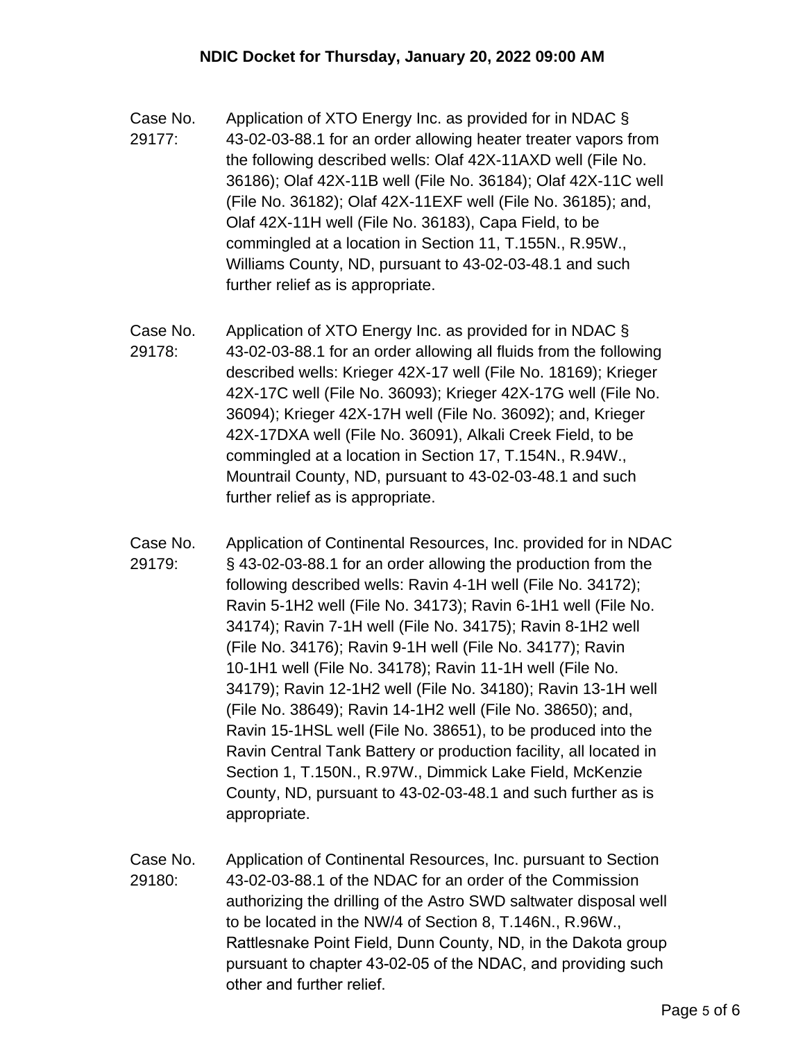**NDIC Docket for Thursday, January 20, 2022 09:00 AM**

Case No. 29177: Application of XTO Energy Inc. as provided for in NDAC § 43-02-03-88.1 for an order allowing heater treater vapors from the following described wells: Olaf 42X-11AXD well (File No. 36186); Olaf 42X-11B well (File No. 36184); Olaf 42X-11C well (File No. 36182); Olaf 42X-11EXF well (File No. 36185); and, Olaf 42X-11H well (File No. 36183), Capa Field, to be commingled at a location in Section 11, T.155N., R.95W., Williams County, ND, pursuant to 43-02-03-48.1 and such further relief as is appropriate.

Case No. 29178: Application of XTO Energy Inc. as provided for in NDAC § 43-02-03-88.1 for an order allowing all fluids from the following described wells: Krieger 42X-17 well (File No. 18169); Krieger 42X-17C well (File No. 36093); Krieger 42X-17G well (File No. 36094); Krieger 42X-17H well (File No. 36092); and, Krieger 42X-17DXA well (File No. 36091), Alkali Creek Field, to be commingled at a location in Section 17, T.154N., R.94W., Mountrail County, ND, pursuant to 43-02-03-48.1 and such further relief as is appropriate.

Case No. 29179: Application of Continental Resources, Inc. provided for in NDAC § 43-02-03-88.1 for an order allowing the production from the following described wells: Ravin 4-1H well (File No. 34172); Ravin 5-1H2 well (File No. 34173); Ravin 6-1H1 well (File No. 34174); Ravin 7-1H well (File No. 34175); Ravin 8-1H2 well (File No. 34176); Ravin 9-1H well (File No. 34177); Ravin 10-1H1 well (File No. 34178); Ravin 11-1H well (File No. 34179); Ravin 12-1H2 well (File No. 34180); Ravin 13-1H well (File No. 38649); Ravin 14-1H2 well (File No. 38650); and, Ravin 15-1HSL well (File No. 38651), to be produced into the Ravin Central Tank Battery or production facility, all located in Section 1, T.150N., R.97W., Dimmick Lake Field, McKenzie County, ND, pursuant to 43-02-03-48.1 and such further as is appropriate.

Case No. 29180: Application of Continental Resources, Inc. pursuant to Section 43-02-03-88.1 of the NDAC for an order of the Commission authorizing the drilling of the Astro SWD saltwater disposal well to be located in the NW/4 of Section 8, T.146N., R.96W., Rattlesnake Point Field, Dunn County, ND, in the Dakota group pursuant to chapter 43-02-05 of the NDAC, and providing such other and further relief.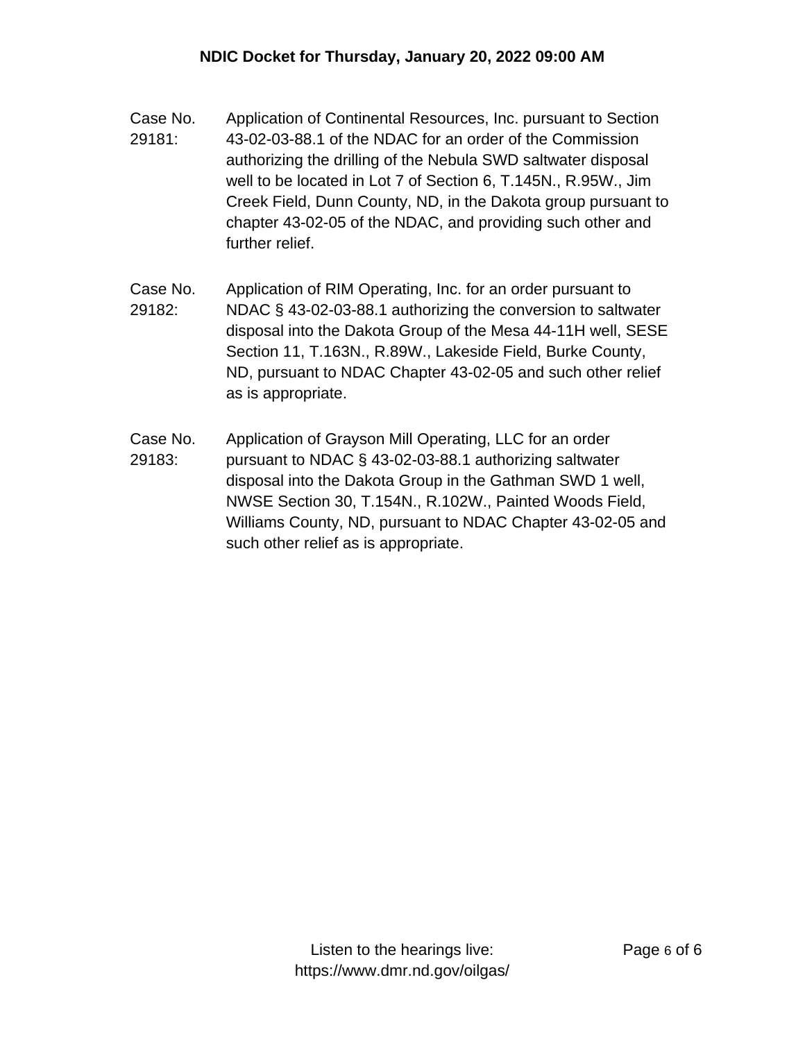Case No. 29181: Application of Continental Resources, Inc. pursuant to Section 43-02-03-88.1 of the NDAC for an order of the Commission authorizing the drilling of the Nebula SWD saltwater disposal well to be located in Lot 7 of Section 6, T.145N., R.95W., Jim Creek Field, Dunn County, ND, in the Dakota group pursuant to chapter 43-02-05 of the NDAC, and providing such other and further relief.

Case No. 29182: Application of RIM Operating, Inc. for an order pursuant to NDAC § 43-02-03-88.1 authorizing the conversion to saltwater disposal into the Dakota Group of the Mesa 44-11H well, SESE Section 11, T.163N., R.89W., Lakeside Field, Burke County, ND, pursuant to NDAC Chapter 43-02-05 and such other relief as is appropriate.

Case No. 29183: Application of Grayson Mill Operating, LLC for an order pursuant to NDAC § 43-02-03-88.1 authorizing saltwater disposal into the Dakota Group in the Gathman SWD 1 well, NWSE Section 30, T.154N., R.102W., Painted Woods Field, Williams County, ND, pursuant to NDAC Chapter 43-02-05 and such other relief as is appropriate.